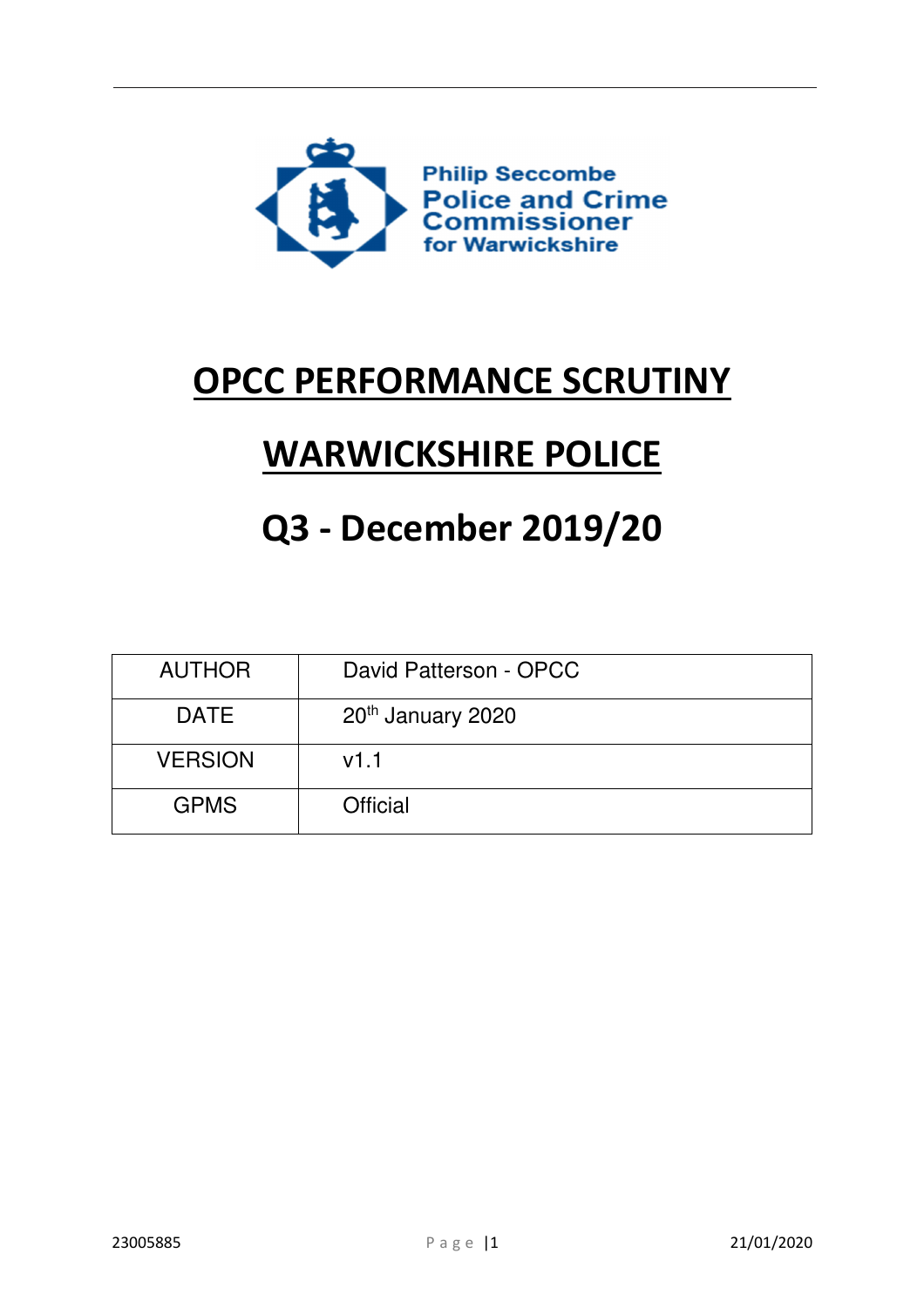Philip Seccombe
Police and Crime Commissioner
for Warwickshire

# OPCC PERFORMANCE SCRUTINY

# WARWICKSHIRE POLICE

# Q3 - December 2019/20

| AUTHOR | David Patterson - OPCC |
|---|---|
| DATE | 20th January 2020 |
| VERSION | v1.1 |
| GPMS | Official |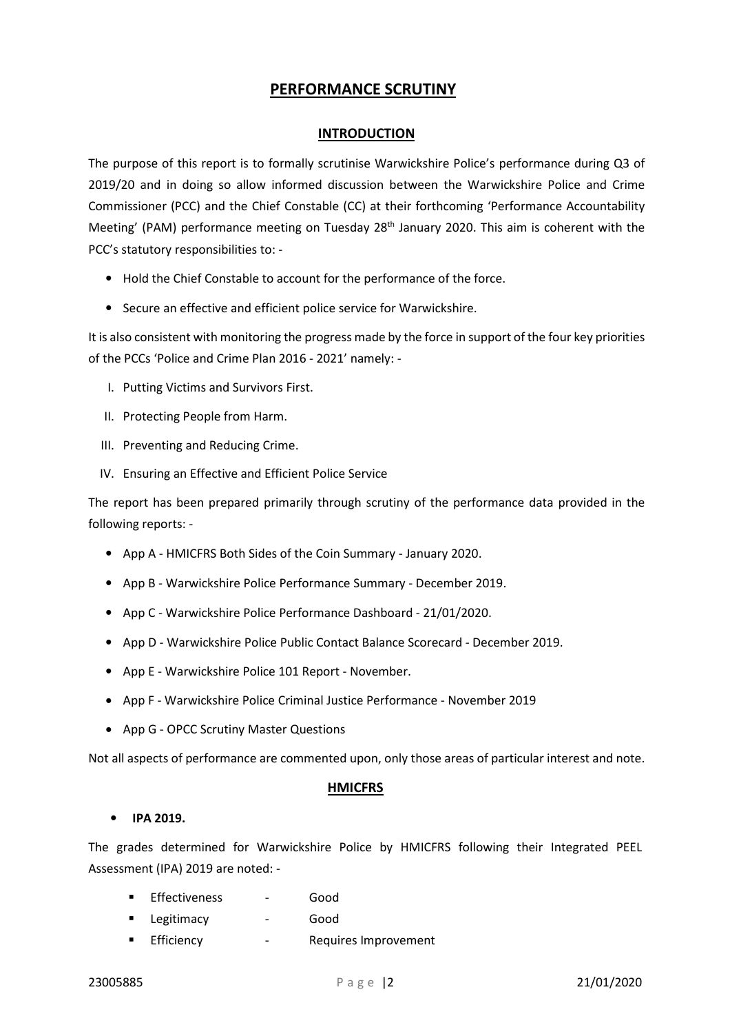# PERFORMANCE SCRUTINY

## INTRODUCTION

The purpose of this report is to formally scrutinise Warwickshire Police's performance during Q3 of 2019/20 and in doing so allow informed discussion between the Warwickshire Police and Crime Commissioner (PCC) and the Chief Constable (CC) at their forthcoming 'Performance Accountability Meeting' (PAM) performance meeting on Tuesday 28th January 2020. This aim is coherent with the PCC's statutory responsibilities to: -

- Hold the Chief Constable to account for the performance of the force.
- Secure an effective and efficient police service for Warwickshire.

It is also consistent with monitoring the progress made by the force in support of the four key priorities of the PCCs 'Police and Crime Plan 2016 - 2021' namely: -

I. Putting Victims and Survivors First.
II. Protecting People from Harm.
III. Preventing and Reducing Crime.
IV. Ensuring an Effective and Efficient Police Service

The report has been prepared primarily through scrutiny of the performance data provided in the following reports: -

- App A - HMICFRS Both Sides of the Coin Summary - January 2020.
- App B - Warwickshire Police Performance Summary - December 2019.
- App C - Warwickshire Police Performance Dashboard - 21/01/2020.
- App D - Warwickshire Police Public Contact Balance Scorecard - December 2019.
- App E - Warwickshire Police 101 Report - November.
- App F - Warwickshire Police Criminal Justice Performance - November 2019
- App G - OPCC Scrutiny Master Questions

Not all aspects of performance are commented upon, only those areas of particular interest and note.

## HMICFRS

- **IPA 2019.**

The grades determined for Warwickshire Police by HMICFRS following their Integrated PEEL Assessment (IPA) 2019 are noted: -

- Effectiveness - Good
- Legitimacy - Good
- Efficiency - Requires Improvement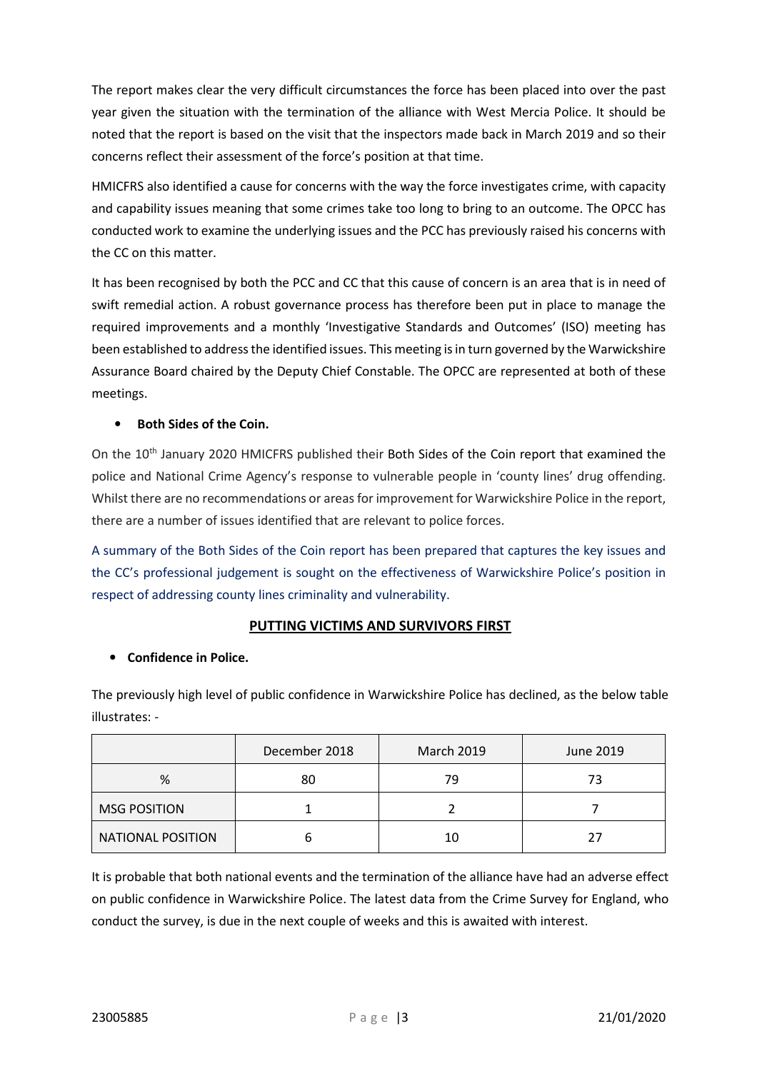The report makes clear the very difficult circumstances the force has been placed into over the past year given the situation with the termination of the alliance with West Mercia Police. It should be noted that the report is based on the visit that the inspectors made back in March 2019 and so their concerns reflect their assessment of the force's position at that time.

HMICFRS also identified a cause for concerns with the way the force investigates crime, with capacity and capability issues meaning that some crimes take too long to bring to an outcome. The OPCC has conducted work to examine the underlying issues and the PCC has previously raised his concerns with the CC on this matter.

It has been recognised by both the PCC and CC that this cause of concern is an area that is in need of swift remedial action. A robust governance process has therefore been put in place to manage the required improvements and a monthly 'Investigative Standards and Outcomes' (ISO) meeting has been established to address the identified issues. This meeting is in turn governed by the Warwickshire Assurance Board chaired by the Deputy Chief Constable. The OPCC are represented at both of these meetings.

- **Both Sides of the Coin.**

On the 10th January 2020 HMICFRS published their Both Sides of the Coin report that examined the police and National Crime Agency's response to vulnerable people in 'county lines' drug offending. Whilst there are no recommendations or areas for improvement for Warwickshire Police in the report, there are a number of issues identified that are relevant to police forces.

A summary of the Both Sides of the Coin report has been prepared that captures the key issues and the CC's professional judgement is sought on the effectiveness of Warwickshire Police's position in respect of addressing county lines criminality and vulnerability.

## PUTTING VICTIMS AND SURVIVORS FIRST

- **Confidence in Police.**

The previously high level of public confidence in Warwickshire Police has declined, as the below table illustrates: -

| | December 2018 | March 2019 | June 2019 |
|---|---|---|---|
| % | 80 | 79 | 73 |
| MSG POSITION | 1 | 2 | 7 |
| NATIONAL POSITION | 6 | 10 | 27 |

It is probable that both national events and the termination of the alliance have had an adverse effect on public confidence in Warwickshire Police. The latest data from the Crime Survey for England, who conduct the survey, is due in the next couple of weeks and this is awaited with interest.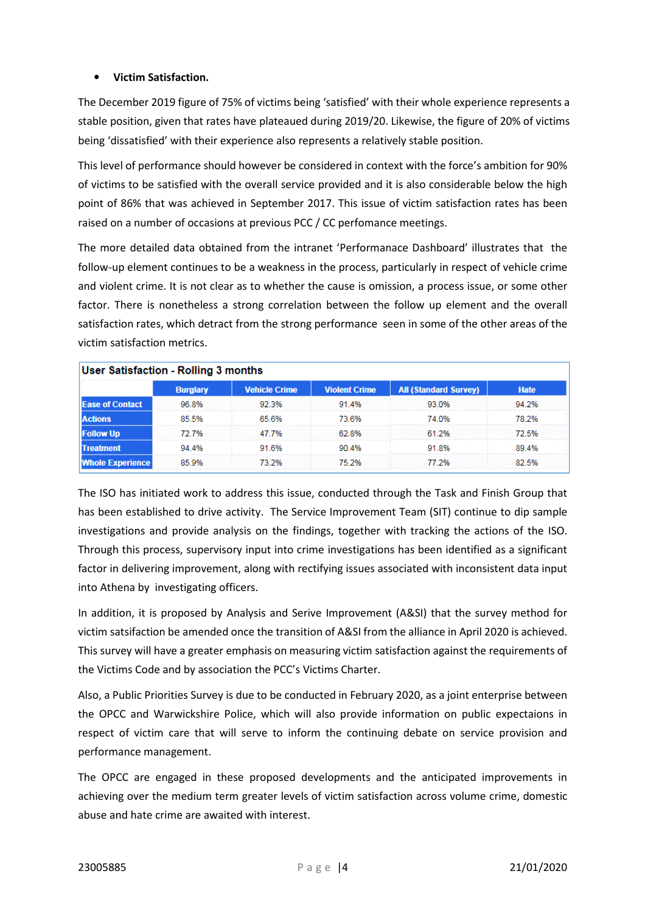- **Victim Satisfaction.**

The December 2019 figure of 75% of victims being 'satisfied' with their whole experience represents a stable position, given that rates have plateaued during 2019/20. Likewise, the figure of 20% of victims being 'dissatisfied' with their experience also represents a relatively stable position.

This level of performance should however be considered in context with the force's ambition for 90% of victims to be satisfied with the overall service provided and it is also considerable below the high point of 86% that was achieved in September 2017. This issue of victim satisfaction rates has been raised on a number of occasions at previous PCC / CC perfomance meetings.

The more detailed data obtained from the intranet 'Performanace Dashboard' illustrates that the follow-up element continues to be a weakness in the process, particularly in respect of vehicle crime and violent crime. It is not clear as to whether the cause is omission, a process issue, or some other factor. There is nonetheless a strong correlation between the follow up element and the overall satisfaction rates, which detract from the strong performance seen in some of the other areas of the victim satisfaction metrics.

**User Satisfaction - Rolling 3 months**

| | Burglary | Vehicle Crime | Violent Crime | All (Standard Survey) | Hate |
|---|---|---|---|---|---|
| Ease of Contact | 96.8% | 92.3% | 91.4% | 93.0% | 94.2% |
| Actions | 85.5% | 65.6% | 73.6% | 74.0% | 78.2% |
| Follow Up | 72.7% | 47.7% | 62.8% | 61.2% | 72.5% |
| Treatment | 94.4% | 91.6% | 90.4% | 91.8% | 89.4% |
| Whole Experience | 85.9% | 73.2% | 75.2% | 77.2% | 82.5% |

The ISO has initiated work to address this issue, conducted through the Task and Finish Group that has been established to drive activity. The Service Improvement Team (SIT) continue to dip sample investigations and provide analysis on the findings, together with tracking the actions of the ISO. Through this process, supervisory input into crime investigations has been identified as a significant factor in delivering improvement, along with rectifying issues associated with inconsistent data input into Athena by investigating officers.

In addition, it is proposed by Analysis and Serive Improvement (A&SI) that the survey method for victim satsifaction be amended once the transition of A&SI from the alliance in April 2020 is achieved. This survey will have a greater emphasis on measuring victim satisfaction against the requirements of the Victims Code and by association the PCC's Victims Charter.

Also, a Public Priorities Survey is due to be conducted in February 2020, as a joint enterprise between the OPCC and Warwickshire Police, which will also provide information on public expectaions in respect of victim care that will serve to inform the continuing debate on service provision and performance management.

The OPCC are engaged in these proposed developments and the anticipated improvements in achieving over the medium term greater levels of victim satisfaction across volume crime, domestic abuse and hate crime are awaited with interest.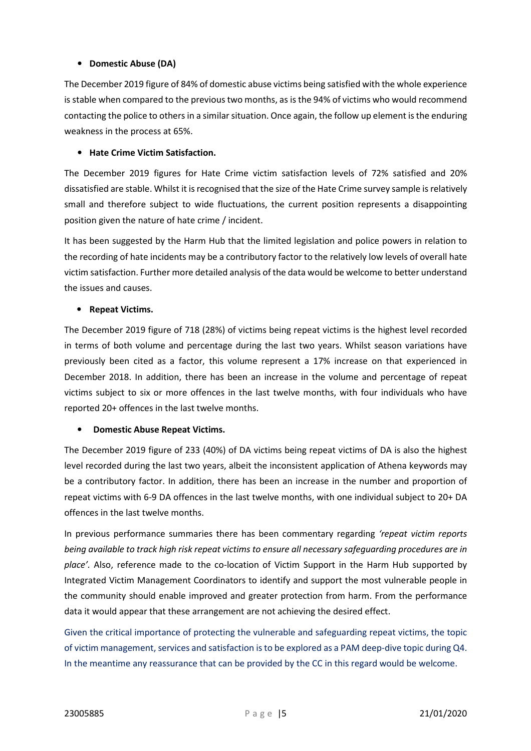- **Domestic Abuse (DA)**

The December 2019 figure of 84% of domestic abuse victims being satisfied with the whole experience is stable when compared to the previous two months, as is the 94% of victims who would recommend contacting the police to others in a similar situation. Once again, the follow up element is the enduring weakness in the process at 65%.

- **Hate Crime Victim Satisfaction.**

The December 2019 figures for Hate Crime victim satisfaction levels of 72% satisfied and 20% dissatisfied are stable. Whilst it is recognised that the size of the Hate Crime survey sample is relatively small and therefore subject to wide fluctuations, the current position represents a disappointing position given the nature of hate crime / incident.

It has been suggested by the Harm Hub that the limited legislation and police powers in relation to the recording of hate incidents may be a contributory factor to the relatively low levels of overall hate victim satisfaction. Further more detailed analysis of the data would be welcome to better understand the issues and causes.

- **Repeat Victims.**

The December 2019 figure of 718 (28%) of victims being repeat victims is the highest level recorded in terms of both volume and percentage during the last two years. Whilst season variations have previously been cited as a factor, this volume represent a 17% increase on that experienced in December 2018. In addition, there has been an increase in the volume and percentage of repeat victims subject to six or more offences in the last twelve months, with four individuals who have reported 20+ offences in the last twelve months.

- **Domestic Abuse Repeat Victims.**

The December 2019 figure of 233 (40%) of DA victims being repeat victims of DA is also the highest level recorded during the last two years, albeit the inconsistent application of Athena keywords may be a contributory factor. In addition, there has been an increase in the number and proportion of repeat victims with 6-9 DA offences in the last twelve months, with one individual subject to 20+ DA offences in the last twelve months.

In previous performance summaries there has been commentary regarding *'repeat victim reports being available to track high risk repeat victims to ensure all necessary safeguarding procedures are in place'*. Also, reference made to the co-location of Victim Support in the Harm Hub supported by Integrated Victim Management Coordinators to identify and support the most vulnerable people in the community should enable improved and greater protection from harm. From the performance data it would appear that these arrangement are not achieving the desired effect.

Given the critical importance of protecting the vulnerable and safeguarding repeat victims, the topic of victim management, services and satisfaction is to be explored as a PAM deep-dive topic during Q4. In the meantime any reassurance that can be provided by the CC in this regard would be welcome.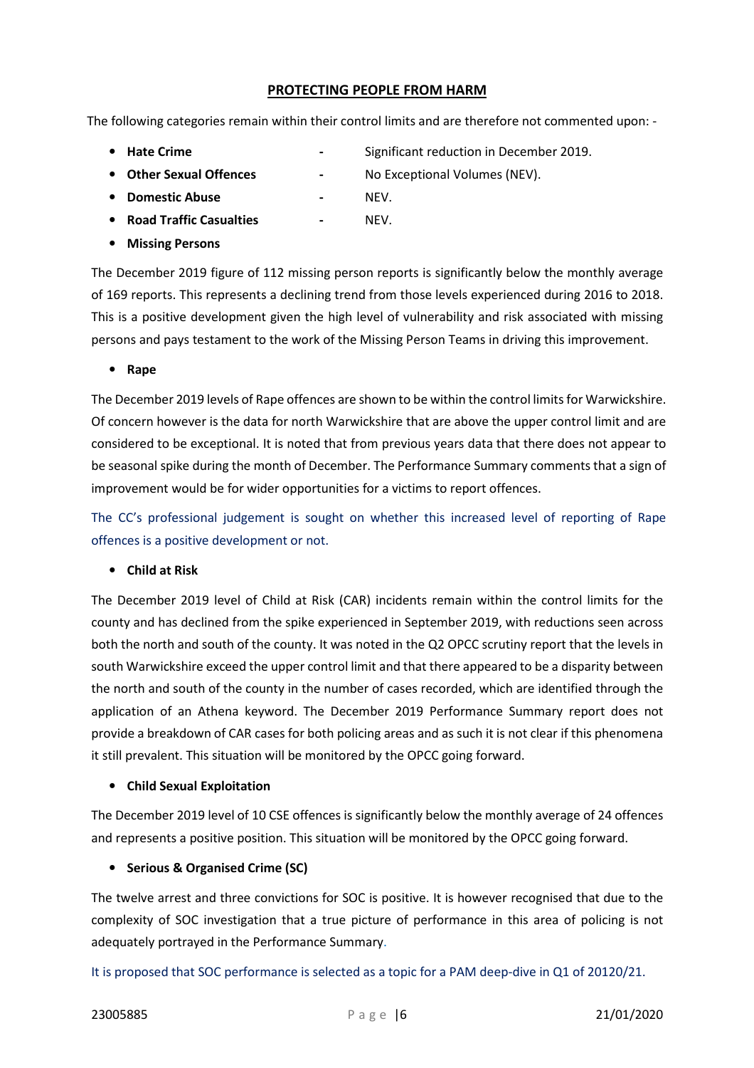## PROTECTING PEOPLE FROM HARM

The following categories remain within their control limits and are therefore not commented upon: -

- **Hate Crime** - Significant reduction in December 2019.
- **Other Sexual Offences** - No Exceptional Volumes (NEV).
- **Domestic Abuse** - NEV.
- **Road Traffic Casualties** - NEV.
- **Missing Persons**

The December 2019 figure of 112 missing person reports is significantly below the monthly average of 169 reports. This represents a declining trend from those levels experienced during 2016 to 2018. This is a positive development given the high level of vulnerability and risk associated with missing persons and pays testament to the work of the Missing Person Teams in driving this improvement.

- **Rape**

The December 2019 levels of Rape offences are shown to be within the control limits for Warwickshire. Of concern however is the data for north Warwickshire that are above the upper control limit and are considered to be exceptional. It is noted that from previous years data that there does not appear to be seasonal spike during the month of December. The Performance Summary comments that a sign of improvement would be for wider opportunities for a victims to report offences.

The CC's professional judgement is sought on whether this increased level of reporting of Rape offences is a positive development or not.

- **Child at Risk**

The December 2019 level of Child at Risk (CAR) incidents remain within the control limits for the county and has declined from the spike experienced in September 2019, with reductions seen across both the north and south of the county. It was noted in the Q2 OPCC scrutiny report that the levels in south Warwickshire exceed the upper control limit and that there appeared to be a disparity between the north and south of the county in the number of cases recorded, which are identified through the application of an Athena keyword. The December 2019 Performance Summary report does not provide a breakdown of CAR cases for both policing areas and as such it is not clear if this phenomena it still prevalent. This situation will be monitored by the OPCC going forward.

- **Child Sexual Exploitation**

The December 2019 level of 10 CSE offences is significantly below the monthly average of 24 offences and represents a positive position. This situation will be monitored by the OPCC going forward.

- **Serious & Organised Crime (SC)**

The twelve arrest and three convictions for SOC is positive. It is however recognised that due to the complexity of SOC investigation that a true picture of performance in this area of policing is not adequately portrayed in the Performance Summary.

It is proposed that SOC performance is selected as a topic for a PAM deep-dive in Q1 of 20120/21.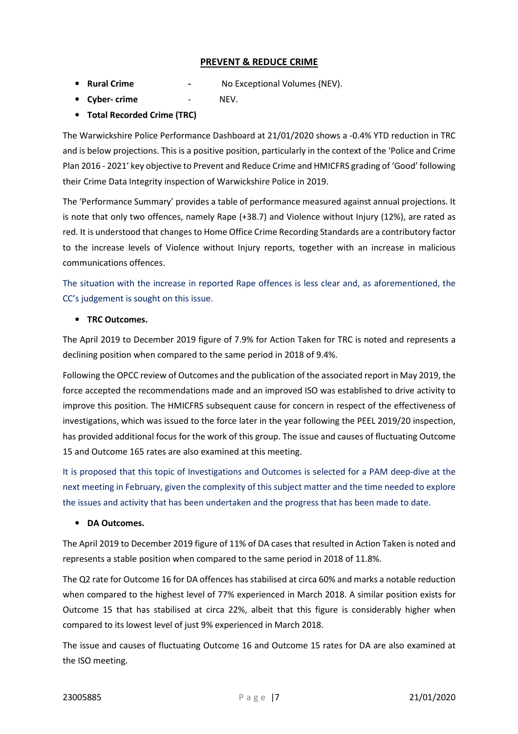## PREVENT & REDUCE CRIME

- **Rural Crime** - No Exceptional Volumes (NEV).
- **Cyber- crime** - NEV.
- **Total Recorded Crime (TRC)**

The Warwickshire Police Performance Dashboard at 21/01/2020 shows a -0.4% YTD reduction in TRC and is below projections. This is a positive position, particularly in the context of the 'Police and Crime Plan 2016 - 2021' key objective to Prevent and Reduce Crime and HMICFRS grading of 'Good' following their Crime Data Integrity inspection of Warwickshire Police in 2019.

The 'Performance Summary' provides a table of performance measured against annual projections. It is note that only two offences, namely Rape (+38.7) and Violence without Injury (12%), are rated as red. It is understood that changes to Home Office Crime Recording Standards are a contributory factor to the increase levels of Violence without Injury reports, together with an increase in malicious communications offences.

The situation with the increase in reported Rape offences is less clear and, as aforementioned, the CC's judgement is sought on this issue.

- **TRC Outcomes.**

The April 2019 to December 2019 figure of 7.9% for Action Taken for TRC is noted and represents a declining position when compared to the same period in 2018 of 9.4%.

Following the OPCC review of Outcomes and the publication of the associated report in May 2019, the force accepted the recommendations made and an improved ISO was established to drive activity to improve this position. The HMICFRS subsequent cause for concern in respect of the effectiveness of investigations, which was issued to the force later in the year following the PEEL 2019/20 inspection, has provided additional focus for the work of this group. The issue and causes of fluctuating Outcome 15 and Outcome 165 rates are also examined at this meeting.

It is proposed that this topic of Investigations and Outcomes is selected for a PAM deep-dive at the next meeting in February, given the complexity of this subject matter and the time needed to explore the issues and activity that has been undertaken and the progress that has been made to date.

- **DA Outcomes.**

The April 2019 to December 2019 figure of 11% of DA cases that resulted in Action Taken is noted and represents a stable position when compared to the same period in 2018 of 11.8%.

The Q2 rate for Outcome 16 for DA offences has stabilised at circa 60% and marks a notable reduction when compared to the highest level of 77% experienced in March 2018. A similar position exists for Outcome 15 that has stabilised at circa 22%, albeit that this figure is considerably higher when compared to its lowest level of just 9% experienced in March 2018.

The issue and causes of fluctuating Outcome 16 and Outcome 15 rates for DA are also examined at the ISO meeting.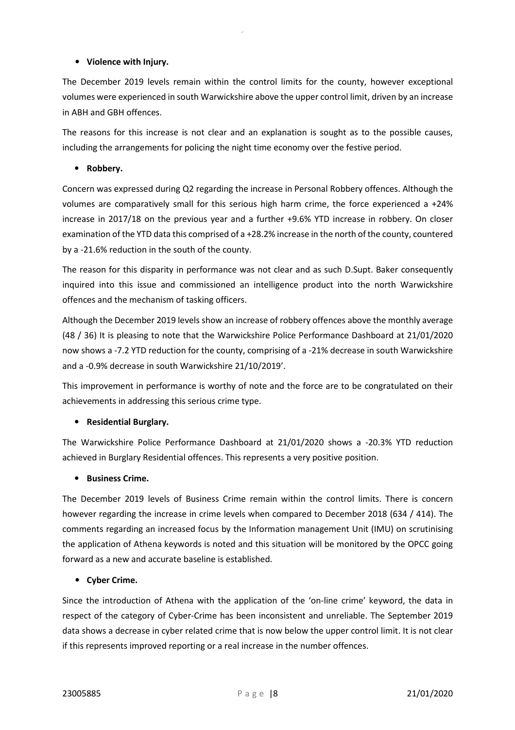- **Violence with Injury.**

The December 2019 levels remain within the control limits for the county, however exceptional volumes were experienced in south Warwickshire above the upper control limit, driven by an increase in ABH and GBH offences.

The reasons for this increase is not clear and an explanation is sought as to the possible causes, including the arrangements for policing the night time economy over the festive period.

- **Robbery.**

Concern was expressed during Q2 regarding the increase in Personal Robbery offences. Although the volumes are comparatively small for this serious high harm crime, the force experienced a +24% increase in 2017/18 on the previous year and a further +9.6% YTD increase in robbery. On closer examination of the YTD data this comprised of a +28.2% increase in the north of the county, countered by a -21.6% reduction in the south of the county.

The reason for this disparity in performance was not clear and as such D.Supt. Baker consequently inquired into this issue and commissioned an intelligence product into the north Warwickshire offences and the mechanism of tasking officers.

Although the December 2019 levels show an increase of robbery offences above the monthly average (48 / 36) It is pleasing to note that the Warwickshire Police Performance Dashboard at 21/01/2020 now shows a -7.2 YTD reduction for the county, comprising of a -21% decrease in south Warwickshire and a -0.9% decrease in south Warwickshire 21/10/2019'.

This improvement in performance is worthy of note and the force are to be congratulated on their achievements in addressing this serious crime type.

- **Residential Burglary.**

The Warwickshire Police Performance Dashboard at 21/01/2020 shows a -20.3% YTD reduction achieved in Burglary Residential offences. This represents a very positive position.

- **Business Crime.**

The December 2019 levels of Business Crime remain within the control limits. There is concern however regarding the increase in crime levels when compared to December 2018 (634 / 414). The comments regarding an increased focus by the Information management Unit (IMU) on scrutinising the application of Athena keywords is noted and this situation will be monitored by the OPCC going forward as a new and accurate baseline is established.

- **Cyber Crime.**

Since the introduction of Athena with the application of the 'on-line crime' keyword, the data in respect of the category of Cyber-Crime has been inconsistent and unreliable. The September 2019 data shows a decrease in cyber related crime that is now below the upper control limit. It is not clear if this represents improved reporting or a real increase in the number offences.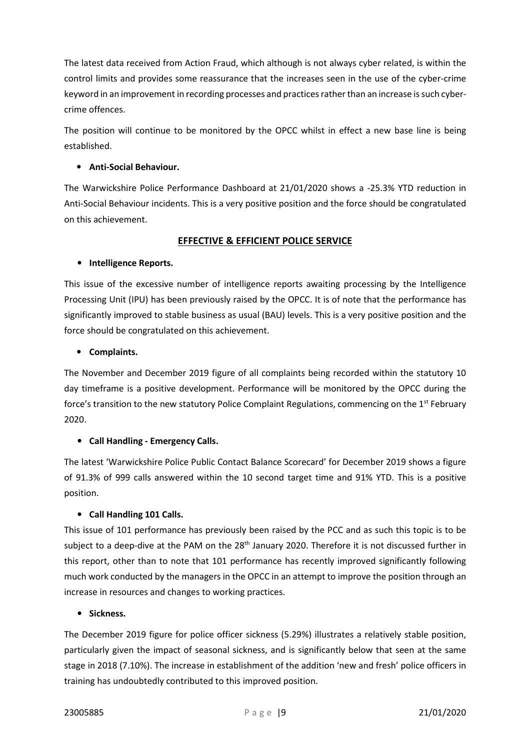The latest data received from Action Fraud, which although is not always cyber related, is within the control limits and provides some reassurance that the increases seen in the use of the cyber-crime keyword in an improvement in recording processes and practices rather than an increase is such cyber-crime offences.

The position will continue to be monitored by the OPCC whilst in effect a new base line is being established.

- **Anti-Social Behaviour.**

The Warwickshire Police Performance Dashboard at 21/01/2020 shows a -25.3% YTD reduction in Anti-Social Behaviour incidents. This is a very positive position and the force should be congratulated on this achievement.

## EFFECTIVE & EFFICIENT POLICE SERVICE

- **Intelligence Reports.**

This issue of the excessive number of intelligence reports awaiting processing by the Intelligence Processing Unit (IPU) has been previously raised by the OPCC. It is of note that the performance has significantly improved to stable business as usual (BAU) levels. This is a very positive position and the force should be congratulated on this achievement.

- **Complaints.**

The November and December 2019 figure of all complaints being recorded within the statutory 10 day timeframe is a positive development. Performance will be monitored by the OPCC during the force's transition to the new statutory Police Complaint Regulations, commencing on the 1st February 2020.

- **Call Handling - Emergency Calls.**

The latest 'Warwickshire Police Public Contact Balance Scorecard' for December 2019 shows a figure of 91.3% of 999 calls answered within the 10 second target time and 91% YTD. This is a positive position.

- **Call Handling 101 Calls.**

This issue of 101 performance has previously been raised by the PCC and as such this topic is to be subject to a deep-dive at the PAM on the 28th January 2020. Therefore it is not discussed further in this report, other than to note that 101 performance has recently improved significantly following much work conducted by the managers in the OPCC in an attempt to improve the position through an increase in resources and changes to working practices.

- **Sickness.**

The December 2019 figure for police officer sickness (5.29%) illustrates a relatively stable position, particularly given the impact of seasonal sickness, and is significantly below that seen at the same stage in 2018 (7.10%). The increase in establishment of the addition 'new and fresh' police officers in training has undoubtedly contributed to this improved position.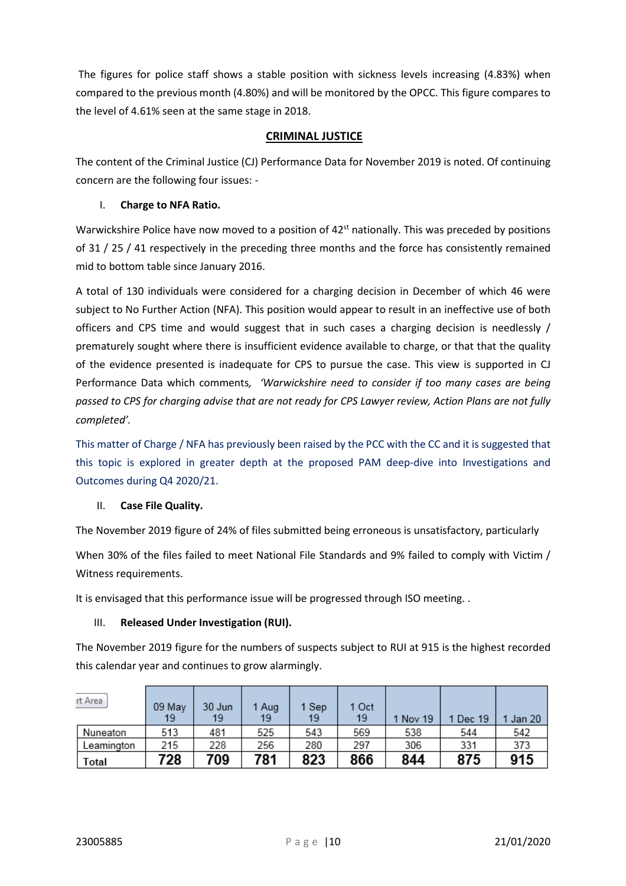The figures for police staff shows a stable position with sickness levels increasing (4.83%) when compared to the previous month (4.80%) and will be monitored by the OPCC. This figure compares to the level of 4.61% seen at the same stage in 2018.

## CRIMINAL JUSTICE

The content of the Criminal Justice (CJ) Performance Data for November 2019 is noted. Of continuing concern are the following four issues: -

I. **Charge to NFA Ratio.**

Warwickshire Police have now moved to a position of 42st nationally. This was preceded by positions of 31 / 25 / 41 respectively in the preceding three months and the force has consistently remained mid to bottom table since January 2016.

A total of 130 individuals were considered for a charging decision in December of which 46 were subject to No Further Action (NFA). This position would appear to result in an ineffective use of both officers and CPS time and would suggest that in such cases a charging decision is needlessly / prematurely sought where there is insufficient evidence available to charge, or that that the quality of the evidence presented is inadequate for CPS to pursue the case. This view is supported in CJ Performance Data which comments, *'Warwickshire need to consider if too many cases are being passed to CPS for charging advise that are not ready for CPS Lawyer review, Action Plans are not fully completed'*.

This matter of Charge / NFA has previously been raised by the PCC with the CC and it is suggested that this topic is explored in greater depth at the proposed PAM deep-dive into Investigations and Outcomes during Q4 2020/21.

II. **Case File Quality.**

The November 2019 figure of 24% of files submitted being erroneous is unsatisfactory, particularly

When 30% of the files failed to meet National File Standards and 9% failed to comply with Victim / Witness requirements.

It is envisaged that this performance issue will be progressed through ISO meeting. .

III. **Released Under Investigation (RUI).**

The November 2019 figure for the numbers of suspects subject to RUI at 915 is the highest recorded this calendar year and continues to grow alarmingly.

| rt Area | 09 May 19 | 30 Jun 19 | 1 Aug 19 | 1 Sep 19 | 1 Oct 19 | 1 Nov 19 | 1 Dec 19 | 1 Jan 20 |
|---|---|---|---|---|---|---|---|---|
| Nuneaton | 513 | 481 | 525 | 543 | 569 | 538 | 544 | 542 |
| Leamington | 215 | 228 | 256 | 280 | 297 | 306 | 331 | 373 |
| **Total** | **728** | **709** | **781** | **823** | **866** | **844** | **875** | **915** |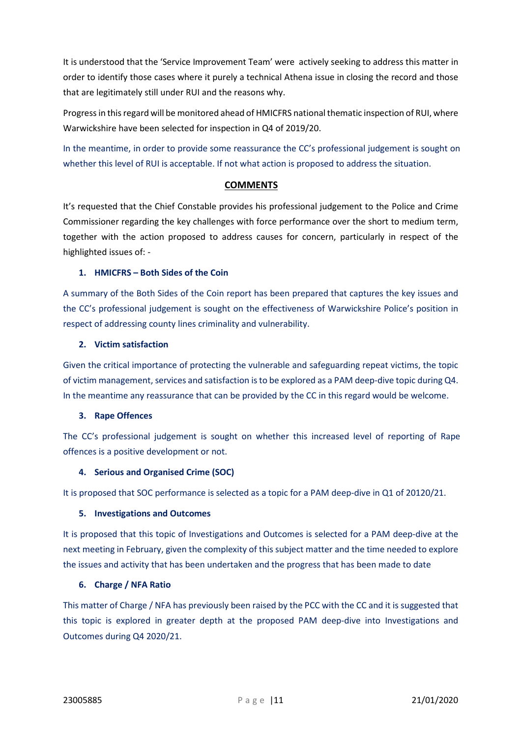It is understood that the 'Service Improvement Team' were actively seeking to address this matter in order to identify those cases where it purely a technical Athena issue in closing the record and those that are legitimately still under RUI and the reasons why.

Progress in this regard will be monitored ahead of HMICFRS national thematic inspection of RUI, where Warwickshire have been selected for inspection in Q4 of 2019/20.

In the meantime, in order to provide some reassurance the CC's professional judgement is sought on whether this level of RUI is acceptable. If not what action is proposed to address the situation.

## COMMENTS

It's requested that the Chief Constable provides his professional judgement to the Police and Crime Commissioner regarding the key challenges with force performance over the short to medium term, together with the action proposed to address causes for concern, particularly in respect of the highlighted issues of: -

### 1. HMICFRS – Both Sides of the Coin

A summary of the Both Sides of the Coin report has been prepared that captures the key issues and the CC's professional judgement is sought on the effectiveness of Warwickshire Police's position in respect of addressing county lines criminality and vulnerability.

### 2. Victim satisfaction

Given the critical importance of protecting the vulnerable and safeguarding repeat victims, the topic of victim management, services and satisfaction is to be explored as a PAM deep-dive topic during Q4. In the meantime any reassurance that can be provided by the CC in this regard would be welcome.

### 3. Rape Offences

The CC's professional judgement is sought on whether this increased level of reporting of Rape offences is a positive development or not.

### 4. Serious and Organised Crime (SOC)

It is proposed that SOC performance is selected as a topic for a PAM deep-dive in Q1 of 20120/21.

### 5. Investigations and Outcomes

It is proposed that this topic of Investigations and Outcomes is selected for a PAM deep-dive at the next meeting in February, given the complexity of this subject matter and the time needed to explore the issues and activity that has been undertaken and the progress that has been made to date

### 6. Charge / NFA Ratio

This matter of Charge / NFA has previously been raised by the PCC with the CC and it is suggested that this topic is explored in greater depth at the proposed PAM deep-dive into Investigations and Outcomes during Q4 2020/21.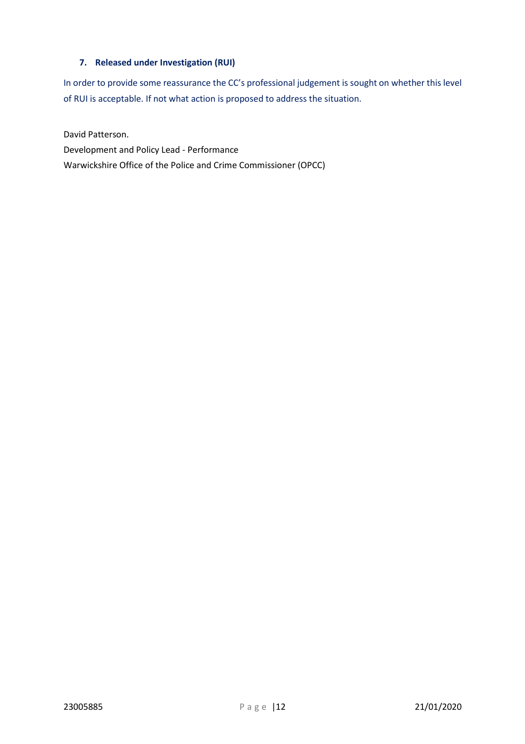### 7. Released under Investigation (RUI)

In order to provide some reassurance the CC's professional judgement is sought on whether this level of RUI is acceptable. If not what action is proposed to address the situation.

David Patterson.
Development and Policy Lead - Performance
Warwickshire Office of the Police and Crime Commissioner (OPCC)